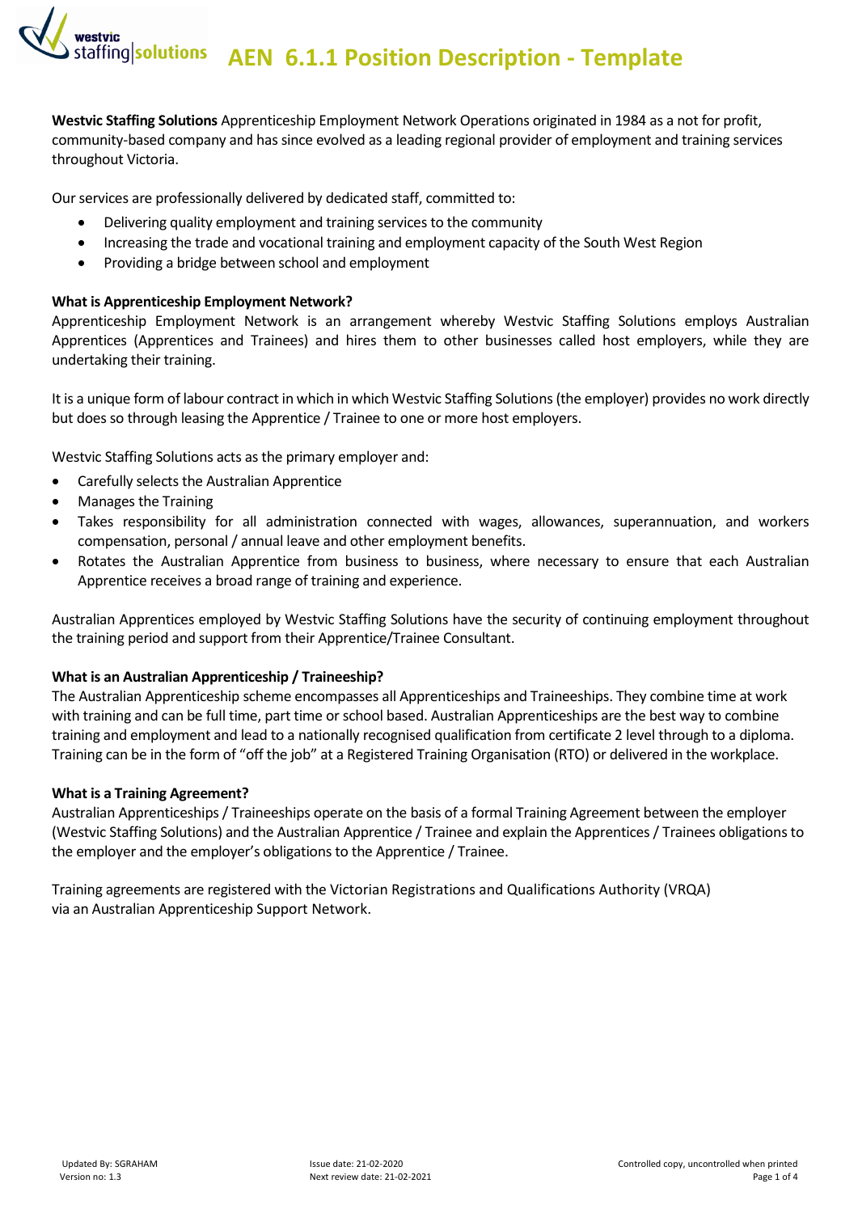# AEN 6.1.1 Position Description - Template

**Westvic Staffing Solutions** Apprenticeship Employment Network Operations originated in 1984 as a not for profit, community-based company and has since evolved as a leading regional provider of employment and training services throughout Victoria.

Our services are professionally delivered by dedicated staff, committed to:

- Delivering quality employment and training services to the community
- Increasing the trade and vocational training and employment capacity of the South West Region
- Providing a bridge between school and employment

**What is Apprenticeship Employment Network?**

Apprenticeship Employment Network is an arrangement whereby Westvic Staffing Solutions employs Australian Apprentices (Apprentices and Trainees) and hires them to other businesses called host employers, while they are undertaking their training.

It is a unique form of labour contract in which in which Westvic Staffing Solutions (the employer) provides no work directly but does so through leasing the Apprentice / Trainee to one or more host employers.

Westvic Staffing Solutions acts as the primary employer and:

- Carefully selects the Australian Apprentice
- Manages the Training
- Takes responsibility for all administration connected with wages, allowances, superannuation, and workers compensation, personal / annual leave and other employment benefits.
- Rotates the Australian Apprentice from business to business, where necessary to ensure that each Australian Apprentice receives a broad range of training and experience.

Australian Apprentices employed by Westvic Staffing Solutions have the security of continuing employment throughout the training period and support from their Apprentice/Trainee Consultant.

**What is an Australian Apprenticeship / Traineeship?**

The Australian Apprenticeship scheme encompasses all Apprenticeships and Traineeships. They combine time at work with training and can be full time, part time or school based. Australian Apprenticeships are the best way to combine training and employment and lead to a nationally recognised qualification from certificate 2 level through to a diploma. Training can be in the form of "off the job" at a Registered Training Organisation (RTO) or delivered in the workplace.

**What is a Training Agreement?**

Australian Apprenticeships / Traineeships operate on the basis of a formal Training Agreement between the employer (Westvic Staffing Solutions) and the Australian Apprentice / Trainee and explain the Apprentices / Trainees obligations to the employer and the employer's obligations to the Apprentice / Trainee.

Training agreements are registered with the Victorian Registrations and Qualifications Authority (VRQA) via an Australian Apprenticeship Support Network.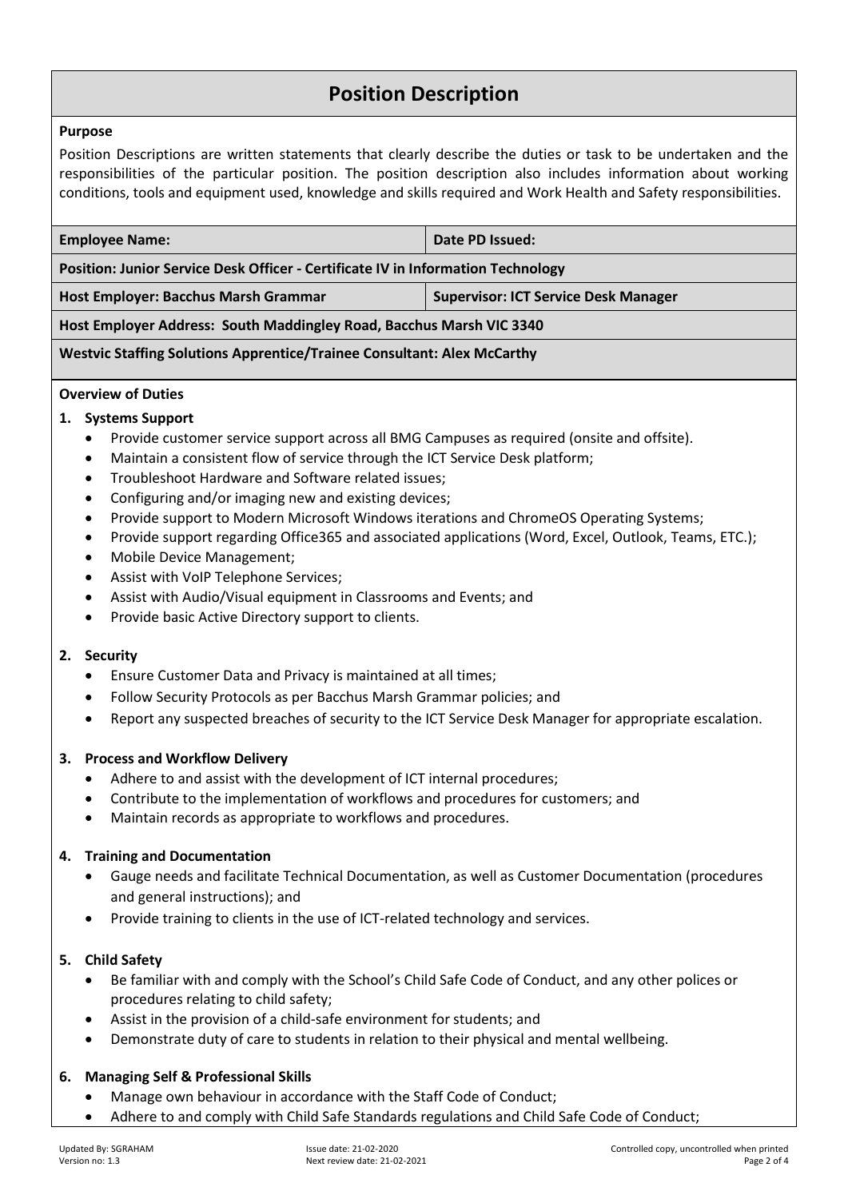# Position Description

**Purpose**

Position Descriptions are written statements that clearly describe the duties or task to be undertaken and the responsibilities of the particular position. The position description also includes information about working conditions, tools and equipment used, knowledge and skills required and Work Health and Safety responsibilities.

| **Employee Name:** | **Date PD Issued:** |
|---|---|
| **Position: Junior Service Desk Officer - Certificate IV in Information Technology** | |
| **Host Employer: Bacchus Marsh Grammar** | **Supervisor: ICT Service Desk Manager** |
| **Host Employer Address: South Maddingley Road, Bacchus Marsh VIC 3340** | |
| **Westvic Staffing Solutions Apprentice/Trainee Consultant: Alex McCarthy** | |

**Overview of Duties**

1. **Systems Support**
   - Provide customer service support across all BMG Campuses as required (onsite and offsite).
   - Maintain a consistent flow of service through the ICT Service Desk platform;
   - Troubleshoot Hardware and Software related issues;
   - Configuring and/or imaging new and existing devices;
   - Provide support to Modern Microsoft Windows iterations and ChromeOS Operating Systems;
   - Provide support regarding Office365 and associated applications (Word, Excel, Outlook, Teams, ETC.);
   - Mobile Device Management;
   - Assist with VoIP Telephone Services;
   - Assist with Audio/Visual equipment in Classrooms and Events; and
   - Provide basic Active Directory support to clients.

2. **Security**
   - Ensure Customer Data and Privacy is maintained at all times;
   - Follow Security Protocols as per Bacchus Marsh Grammar policies; and
   - Report any suspected breaches of security to the ICT Service Desk Manager for appropriate escalation.

3. **Process and Workflow Delivery**
   - Adhere to and assist with the development of ICT internal procedures;
   - Contribute to the implementation of workflows and procedures for customers; and
   - Maintain records as appropriate to workflows and procedures.

4. **Training and Documentation**
   - Gauge needs and facilitate Technical Documentation, as well as Customer Documentation (procedures and general instructions); and
   - Provide training to clients in the use of ICT-related technology and services.

5. **Child Safety**
   - Be familiar with and comply with the School's Child Safe Code of Conduct, and any other polices or procedures relating to child safety;
   - Assist in the provision of a child-safe environment for students; and
   - Demonstrate duty of care to students in relation to their physical and mental wellbeing.

6. **Managing Self & Professional Skills**
   - Manage own behaviour in accordance with the Staff Code of Conduct;
   - Adhere to and comply with Child Safe Standards regulations and Child Safe Code of Conduct;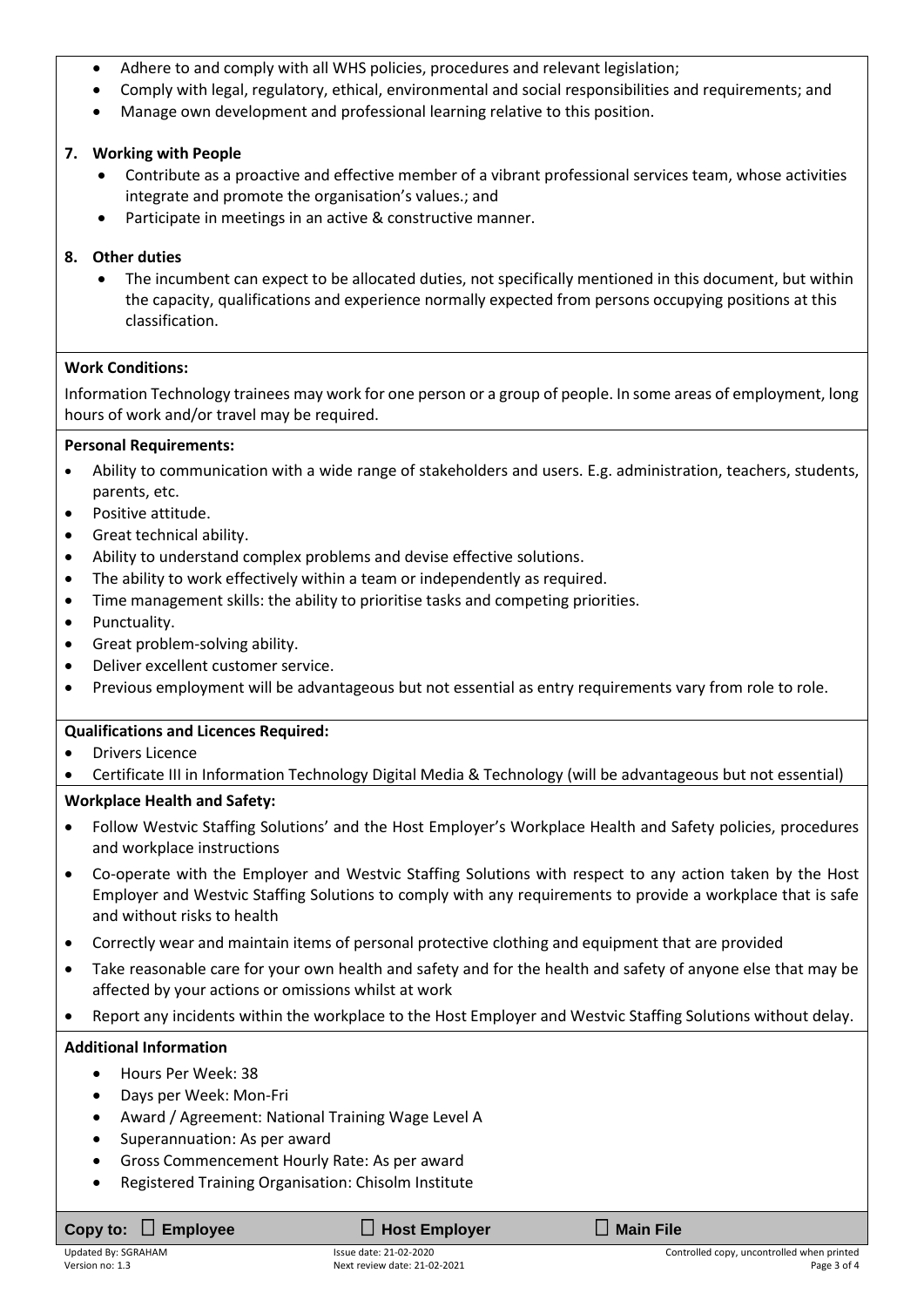- Adhere to and comply with all WHS policies, procedures and relevant legislation;
- Comply with legal, regulatory, ethical, environmental and social responsibilities and requirements; and
- Manage own development and professional learning relative to this position.

**7. Working with People**

- Contribute as a proactive and effective member of a vibrant professional services team, whose activities integrate and promote the organisation's values.; and
- Participate in meetings in an active & constructive manner.

**8. Other duties**

- The incumbent can expect to be allocated duties, not specifically mentioned in this document, but within the capacity, qualifications and experience normally expected from persons occupying positions at this classification.

**Work Conditions:**

Information Technology trainees may work for one person or a group of people. In some areas of employment, long hours of work and/or travel may be required.

**Personal Requirements:**

- Ability to communication with a wide range of stakeholders and users. E.g. administration, teachers, students, parents, etc.
- Positive attitude.
- Great technical ability.
- Ability to understand complex problems and devise effective solutions.
- The ability to work effectively within a team or independently as required.
- Time management skills: the ability to prioritise tasks and competing priorities.
- Punctuality.
- Great problem-solving ability.
- Deliver excellent customer service.
- Previous employment will be advantageous but not essential as entry requirements vary from role to role.

**Qualifications and Licences Required:**

- Drivers Licence
- Certificate III in Information Technology Digital Media & Technology (will be advantageous but not essential)

**Workplace Health and Safety:**

- Follow Westvic Staffing Solutions' and the Host Employer's Workplace Health and Safety policies, procedures and workplace instructions
- Co-operate with the Employer and Westvic Staffing Solutions with respect to any action taken by the Host Employer and Westvic Staffing Solutions to comply with any requirements to provide a workplace that is safe and without risks to health
- Correctly wear and maintain items of personal protective clothing and equipment that are provided
- Take reasonable care for your own health and safety and for the health and safety of anyone else that may be affected by your actions or omissions whilst at work
- Report any incidents within the workplace to the Host Employer and Westvic Staffing Solutions without delay.

**Additional Information**

- Hours Per Week: 38
- Days per Week: Mon-Fri
- Award / Agreement: National Training Wage Level A
- Superannuation: As per award
- Gross Commencement Hourly Rate: As per award
- Registered Training Organisation: Chisolm Institute

**Copy to:** ☐ **Employee** ☐ **Host Employer** ☐ **Main File**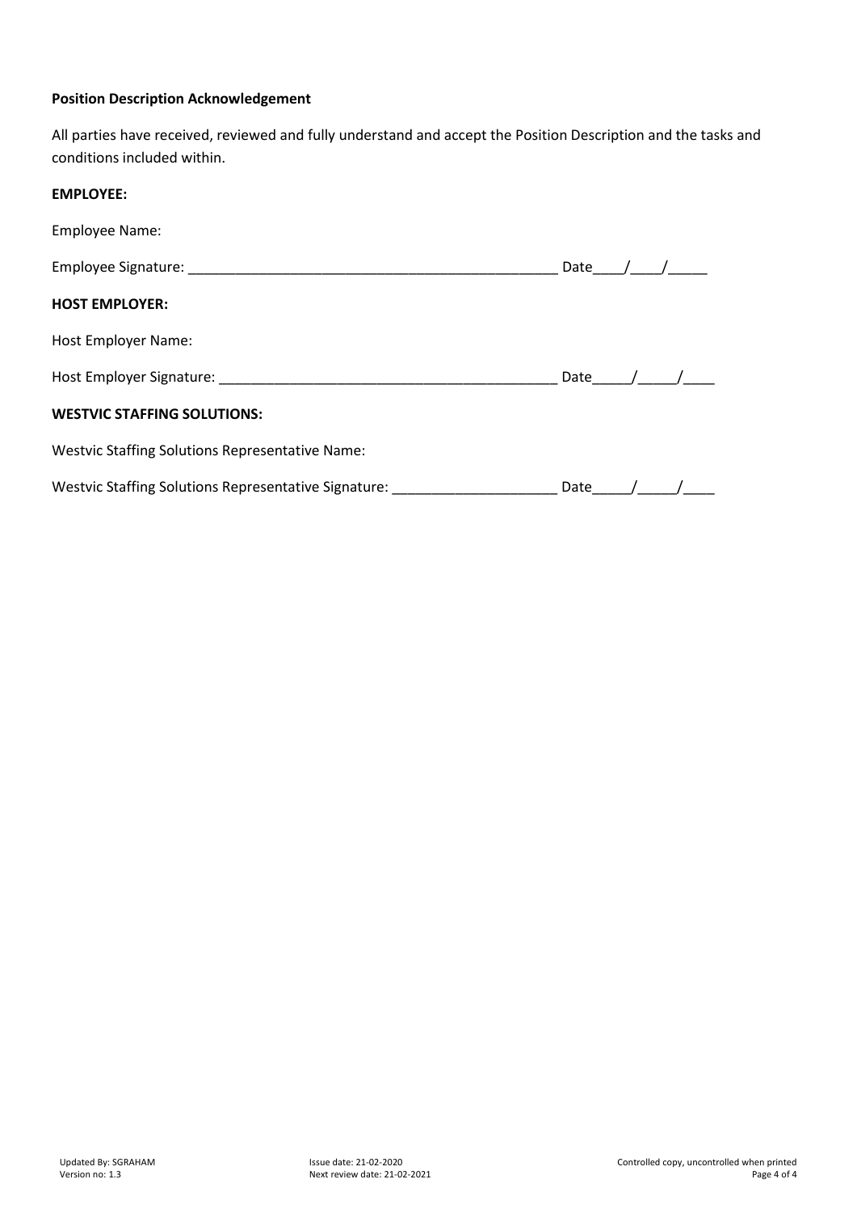**Position Description Acknowledgement**

All parties have received, reviewed and fully understand and accept the Position Description and the tasks and conditions included within.

**EMPLOYEE:**

Employee Name:

Employee Signature: ________________________________________________ Date____/____/_____

**HOST EMPLOYER:**

Host Employer Name:

Host Employer Signature: ____________________________________________ Date_____/_____/____

**WESTVIC STAFFING SOLUTIONS:**

Westvic Staffing Solutions Representative Name:

Westvic Staffing Solutions Representative Signature: _____________________ Date_____/_____/____